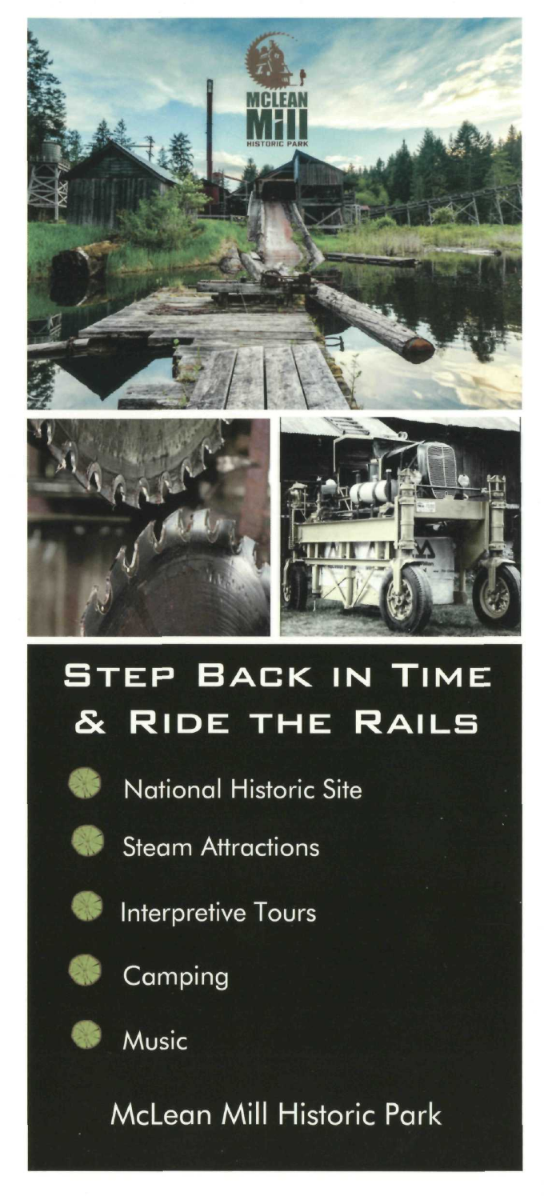MCLEAN MILL HISTORIC PARK

# Step Back in Time & Ride the Rails

- National Historic Site
- Steam Attractions
- Interpretive Tours
- Camping
- Music

McLean Mill Historic Park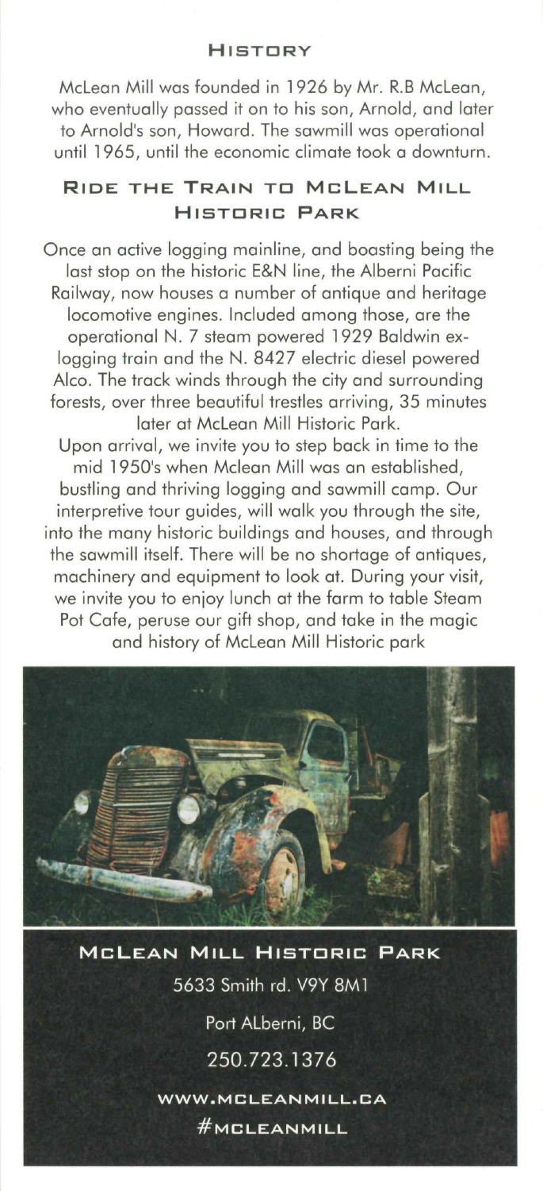## History

McLean Mill was founded in 1926 by Mr. R.B McLean, who eventually passed it on to his son, Arnold, and later to Arnold's son, Howard. The sawmill was operational until 1965, until the economic climate took a downturn.

## Ride the Train to McLean Mill Historic Park

Once an active logging mainline, and boasting being the last stop on the historic E&N line, the Alberni Pacific Railway, now houses a number of antique and heritage locomotive engines. Included among those, are the operational N. 7 steam powered 1929 Baldwin ex-logging train and the N. 8427 electric diesel powered Alco. The track winds through the city and surrounding forests, over three beautiful trestles arriving, 35 minutes later at McLean Mill Historic Park.

Upon arrival, we invite you to step back in time to the mid 1950's when Mclean Mill was an established, bustling and thriving logging and sawmill camp. Our interpretive tour guides, will walk you through the site, into the many historic buildings and houses, and through the sawmill itself. There will be no shortage of antiques, machinery and equipment to look at. During your visit, we invite you to enjoy lunch at the farm to table Steam Pot Cafe, peruse our gift shop, and take in the magic and history of McLean Mill Historic park

## McLean Mill Historic Park

5633 Smith rd. V9Y 8M1

Port ALberni, BC

250.723.1376

WWW.MCLEANMILL.CA

#MCLEANMILL